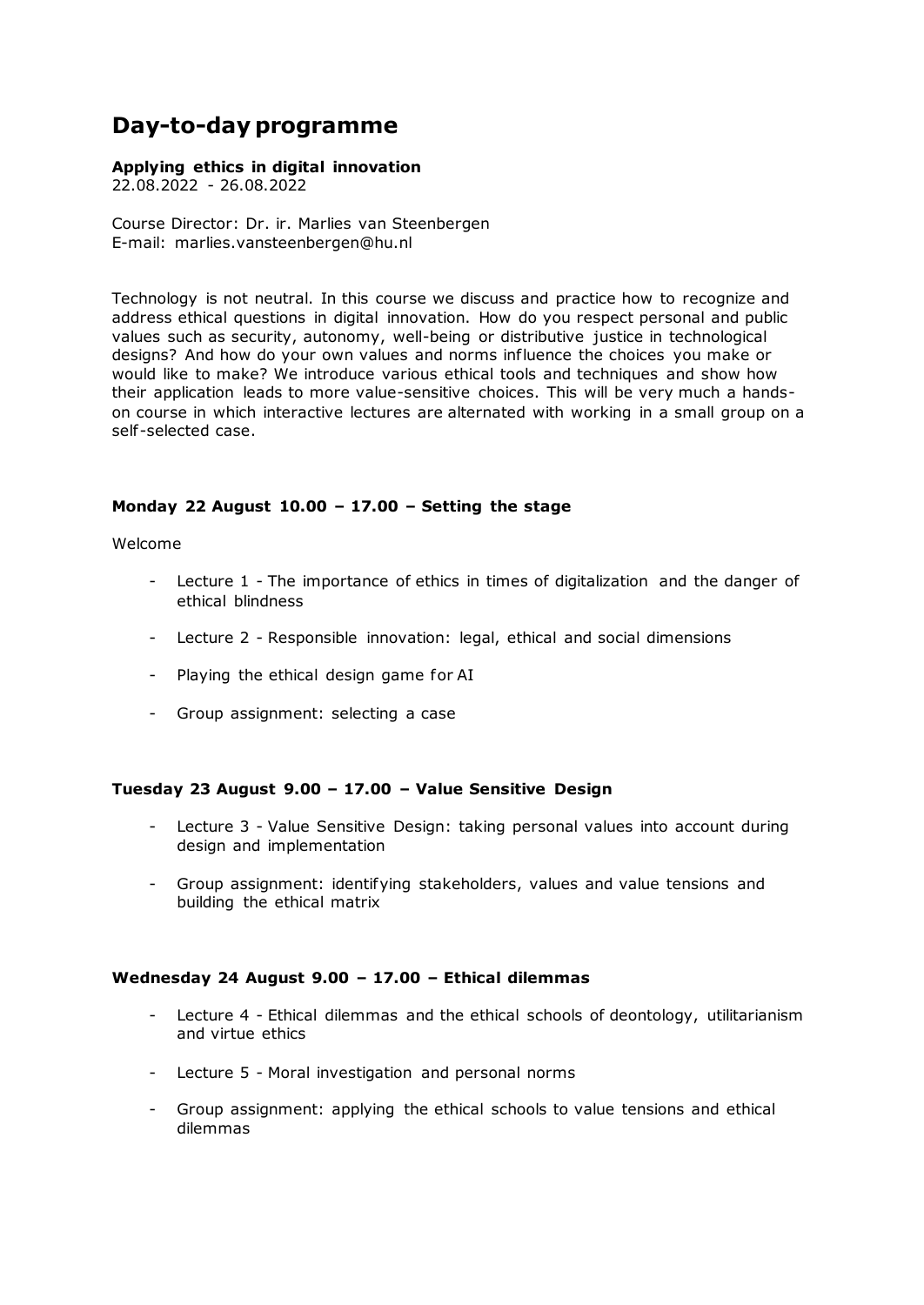# Day-to-day programme

**Applying ethics in digital innovation**
22.08.2022 - 26.08.2022

Course Director: Dr. ir. Marlies van Steenbergen
E-mail: marlies.vansteenbergen@hu.nl

Technology is not neutral. In this course we discuss and practice how to recognize and address ethical questions in digital innovation. How do you respect personal and public values such as security, autonomy, well-being or distributive justice in technological designs? And how do your own values and norms influence the choices you make or would like to make? We introduce various ethical tools and techniques and show how their application leads to more value-sensitive choices. This will be very much a hands-on course in which interactive lectures are alternated with working in a small group on a self-selected case.

### Monday 22 August 10.00 – 17.00 – Setting the stage

Welcome

- Lecture 1 - The importance of ethics in times of digitalization and the danger of ethical blindness
- Lecture 2 - Responsible innovation: legal, ethical and social dimensions
- Playing the ethical design game for AI
- Group assignment: selecting a case

### Tuesday 23 August 9.00 – 17.00 – Value Sensitive Design

- Lecture 3 - Value Sensitive Design: taking personal values into account during design and implementation
- Group assignment: identifying stakeholders, values and value tensions and building the ethical matrix

### Wednesday 24 August 9.00 – 17.00 – Ethical dilemmas

- Lecture 4 - Ethical dilemmas and the ethical schools of deontology, utilitarianism and virtue ethics
- Lecture 5 - Moral investigation and personal norms
- Group assignment: applying the ethical schools to value tensions and ethical dilemmas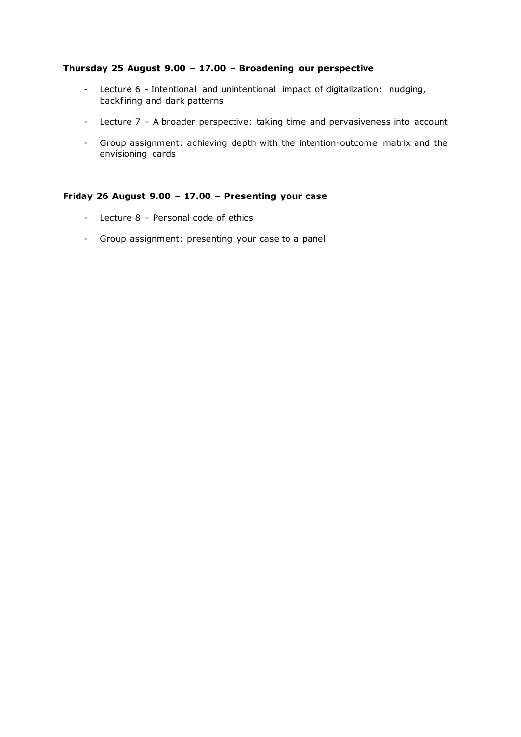**Thursday 25 August 9.00 – 17.00 – Broadening our perspective**

- Lecture 6 - Intentional and unintentional impact of digitalization: nudging, backfiring and dark patterns
- Lecture 7 – A broader perspective: taking time and pervasiveness into account
- Group assignment: achieving depth with the intention-outcome matrix and the envisioning cards

**Friday 26 August 9.00 – 17.00 – Presenting your case**

- Lecture 8 – Personal code of ethics
- Group assignment: presenting your case to a panel